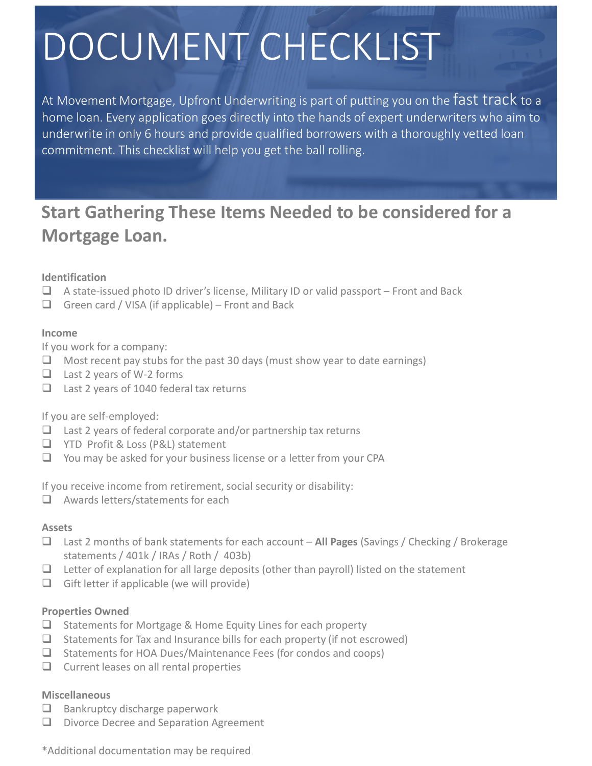# DOCUMENT CHECKLIST

At Movement Mortgage, Upfront Underwriting is part of putting you on the fast track to a home loan. Every application goes directly into the hands of expert underwriters who aim to underwrite in only 6 hours and provide qualified borrowers with a thoroughly vetted loan commitment. This checklist will help you get the ball rolling.

## Start Gathering These Items Needed to be considered for a Mortgage Loan.

**Identification**

- ❑ A state-issued photo ID driver's license, Military ID or valid passport – Front and Back
- ❑ Green card / VISA (if applicable) – Front and Back

**Income**

If you work for a company:

- ❑ Most recent pay stubs for the past 30 days (must show year to date earnings)
- ❑ Last 2 years of W-2 forms
- ❑ Last 2 years of 1040 federal tax returns

If you are self-employed:

- ❑ Last 2 years of federal corporate and/or partnership tax returns
- ❑ YTD Profit & Loss (P&L) statement
- ❑ You may be asked for your business license or a letter from your CPA

If you receive income from retirement, social security or disability:

- ❑ Awards letters/statements for each

**Assets**

- ❑ Last 2 months of bank statements for each account – **All Pages** (Savings / Checking / Brokerage statements / 401k / IRAs / Roth / 403b)
- ❑ Letter of explanation for all large deposits (other than payroll) listed on the statement
- ❑ Gift letter if applicable (we will provide)

**Properties Owned**

- ❑ Statements for Mortgage & Home Equity Lines for each property
- ❑ Statements for Tax and Insurance bills for each property (if not escrowed)
- ❑ Statements for HOA Dues/Maintenance Fees (for condos and coops)
- ❑ Current leases on all rental properties

**Miscellaneous**

- ❑ Bankruptcy discharge paperwork
- ❑ Divorce Decree and Separation Agreement

*Additional documentation may be required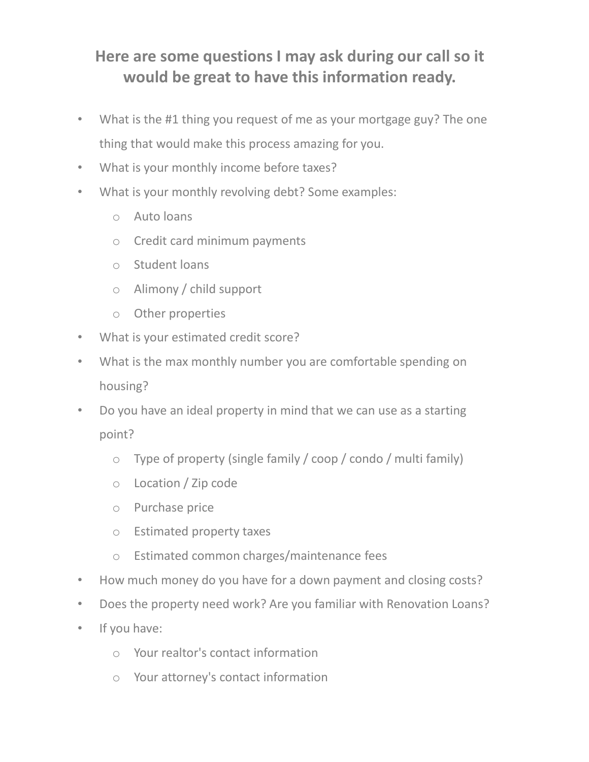## Here are some questions I may ask during our call so it would be great to have this information ready.

- What is the #1 thing you request of me as your mortgage guy? The one thing that would make this process amazing for you.
- What is your monthly income before taxes?
- What is your monthly revolving debt? Some examples:
  - Auto loans
  - Credit card minimum payments
  - Student loans
  - Alimony / child support
  - Other properties
- What is your estimated credit score?
- What is the max monthly number you are comfortable spending on housing?
- Do you have an ideal property in mind that we can use as a starting point?
  - Type of property (single family / coop / condo / multi family)
  - Location / Zip code
  - Purchase price
  - Estimated property taxes
  - Estimated common charges/maintenance fees
- How much money do you have for a down payment and closing costs?
- Does the property need work? Are you familiar with Renovation Loans?
- If you have:
  - Your realtor's contact information
  - Your attorney's contact information